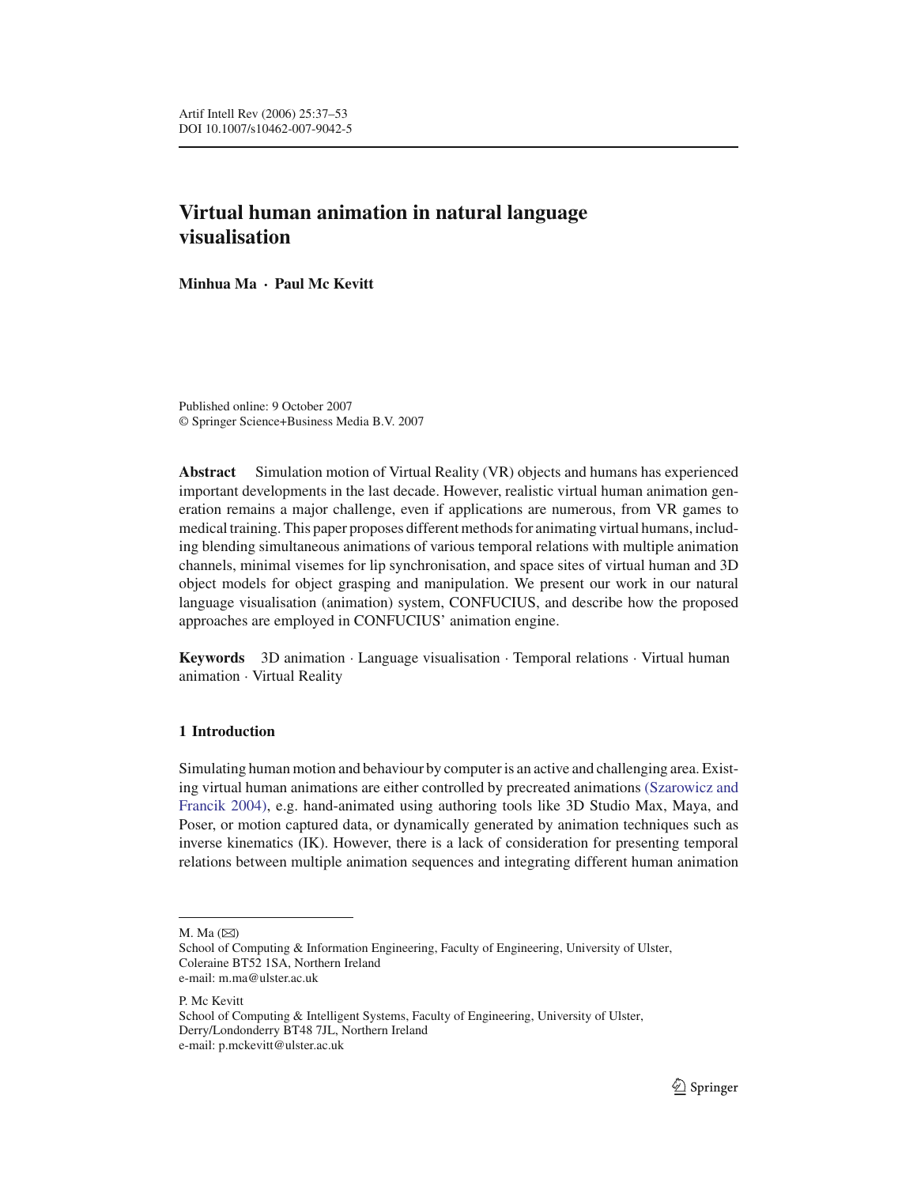# Virtual human animation in natural language visualisation

**Minhua Ma · Paul Mc Kevitt**

Published online: 9 October 2007
© Springer Science+Business Media B.V. 2007

**Abstract** Simulation motion of Virtual Reality (VR) objects and humans has experienced important developments in the last decade. However, realistic virtual human animation generation remains a major challenge, even if applications are numerous, from VR games to medical training. This paper proposes different methods for animating virtual humans, including blending simultaneous animations of various temporal relations with multiple animation channels, minimal visemes for lip synchronisation, and space sites of virtual human and 3D object models for object grasping and manipulation. We present our work in our natural language visualisation (animation) system, CONFUCIUS, and describe how the proposed approaches are employed in CONFUCIUS' animation engine.

**Keywords** 3D animation · Language visualisation · Temporal relations · Virtual human animation · Virtual Reality

## 1 Introduction

Simulating human motion and behaviour by computer is an active and challenging area. Existing virtual human animations are either controlled by precreated animations (Szarowicz and Francik 2004), e.g. hand-animated using authoring tools like 3D Studio Max, Maya, and Poser, or motion captured data, or dynamically generated by animation techniques such as inverse kinematics (IK). However, there is a lack of consideration for presenting temporal relations between multiple animation sequences and integrating different human animation

---

M. Ma (✉)
School of Computing & Information Engineering, Faculty of Engineering, University of Ulster,
Coleraine BT52 1SA, Northern Ireland
e-mail: m.ma@ulster.ac.uk

P. Mc Kevitt
School of Computing & Intelligent Systems, Faculty of Engineering, University of Ulster,
Derry/Londonderry BT48 7JL, Northern Ireland
e-mail: p.mckevitt@ulster.ac.uk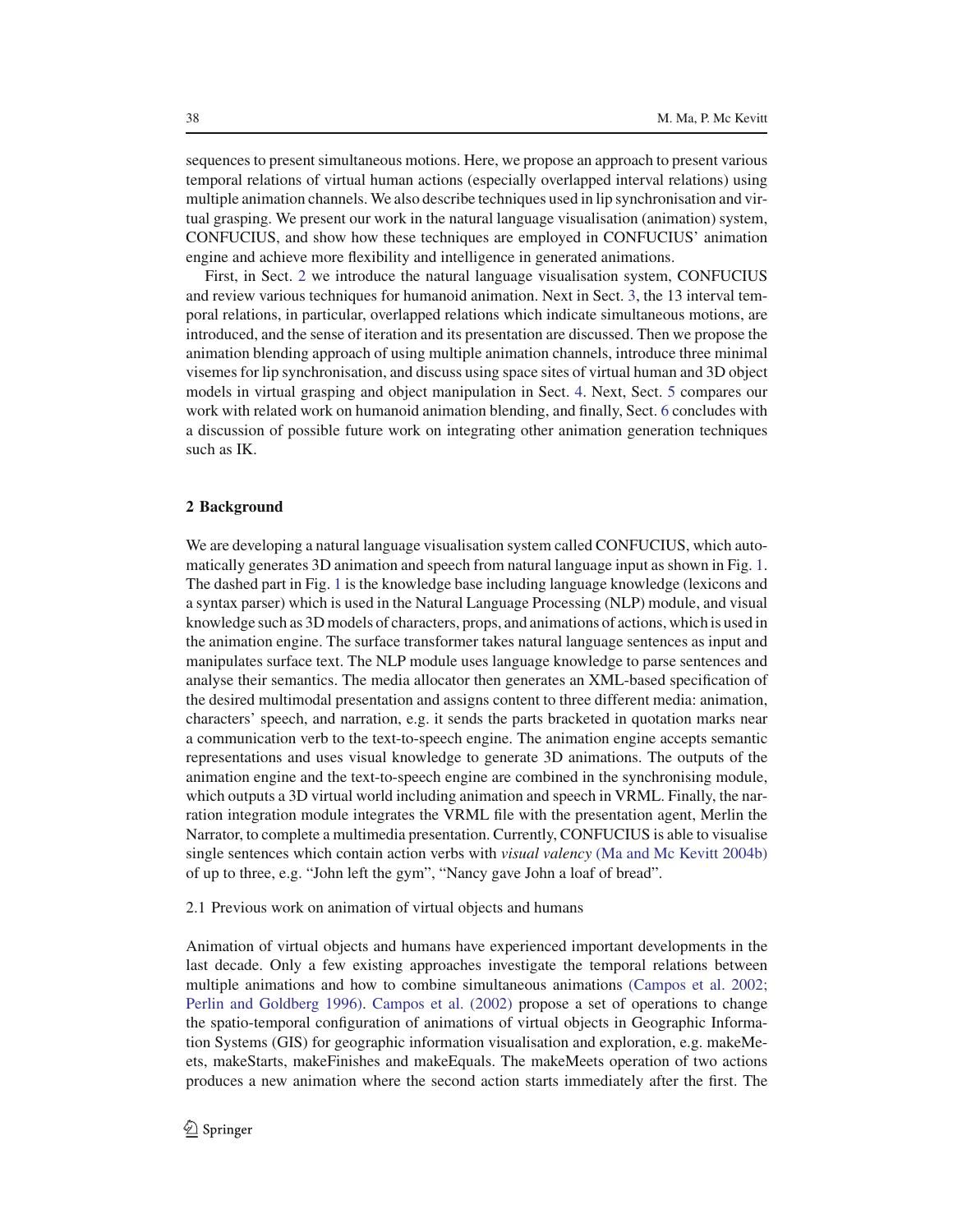sequences to present simultaneous motions. Here, we propose an approach to present various temporal relations of virtual human actions (especially overlapped interval relations) using multiple animation channels. We also describe techniques used in lip synchronisation and virtual grasping. We present our work in the natural language visualisation (animation) system, CONFUCIUS, and show how these techniques are employed in CONFUCIUS' animation engine and achieve more flexibility and intelligence in generated animations.

First, in Sect. 2 we introduce the natural language visualisation system, CONFUCIUS and review various techniques for humanoid animation. Next in Sect. 3, the 13 interval temporal relations, in particular, overlapped relations which indicate simultaneous motions, are introduced, and the sense of iteration and its presentation are discussed. Then we propose the animation blending approach of using multiple animation channels, introduce three minimal visemes for lip synchronisation, and discuss using space sites of virtual human and 3D object models in virtual grasping and object manipulation in Sect. 4. Next, Sect. 5 compares our work with related work on humanoid animation blending, and finally, Sect. 6 concludes with a discussion of possible future work on integrating other animation generation techniques such as IK.

## 2 Background

We are developing a natural language visualisation system called CONFUCIUS, which automatically generates 3D animation and speech from natural language input as shown in Fig. 1. The dashed part in Fig. 1 is the knowledge base including language knowledge (lexicons and a syntax parser) which is used in the Natural Language Processing (NLP) module, and visual knowledge such as 3D models of characters, props, and animations of actions, which is used in the animation engine. The surface transformer takes natural language sentences as input and manipulates surface text. The NLP module uses language knowledge to parse sentences and analyse their semantics. The media allocator then generates an XML-based specification of the desired multimodal presentation and assigns content to three different media: animation, characters' speech, and narration, e.g. it sends the parts bracketed in quotation marks near a communication verb to the text-to-speech engine. The animation engine accepts semantic representations and uses visual knowledge to generate 3D animations. The outputs of the animation engine and the text-to-speech engine are combined in the synchronising module, which outputs a 3D virtual world including animation and speech in VRML. Finally, the narration integration module integrates the VRML file with the presentation agent, Merlin the Narrator, to complete a multimedia presentation. Currently, CONFUCIUS is able to visualise single sentences which contain action verbs with *visual valency* (Ma and Mc Kevitt 2004b) of up to three, e.g. "John left the gym", "Nancy gave John a loaf of bread".

### 2.1 Previous work on animation of virtual objects and humans

Animation of virtual objects and humans have experienced important developments in the last decade. Only a few existing approaches investigate the temporal relations between multiple animations and how to combine simultaneous animations (Campos et al. 2002; Perlin and Goldberg 1996). Campos et al. (2002) propose a set of operations to change the spatio-temporal configuration of animations of virtual objects in Geographic Information Systems (GIS) for geographic information visualisation and exploration, e.g. makeMeets, makeStarts, makeFinishes and makeEquals. The makeMeets operation of two actions produces a new animation where the second action starts immediately after the first. The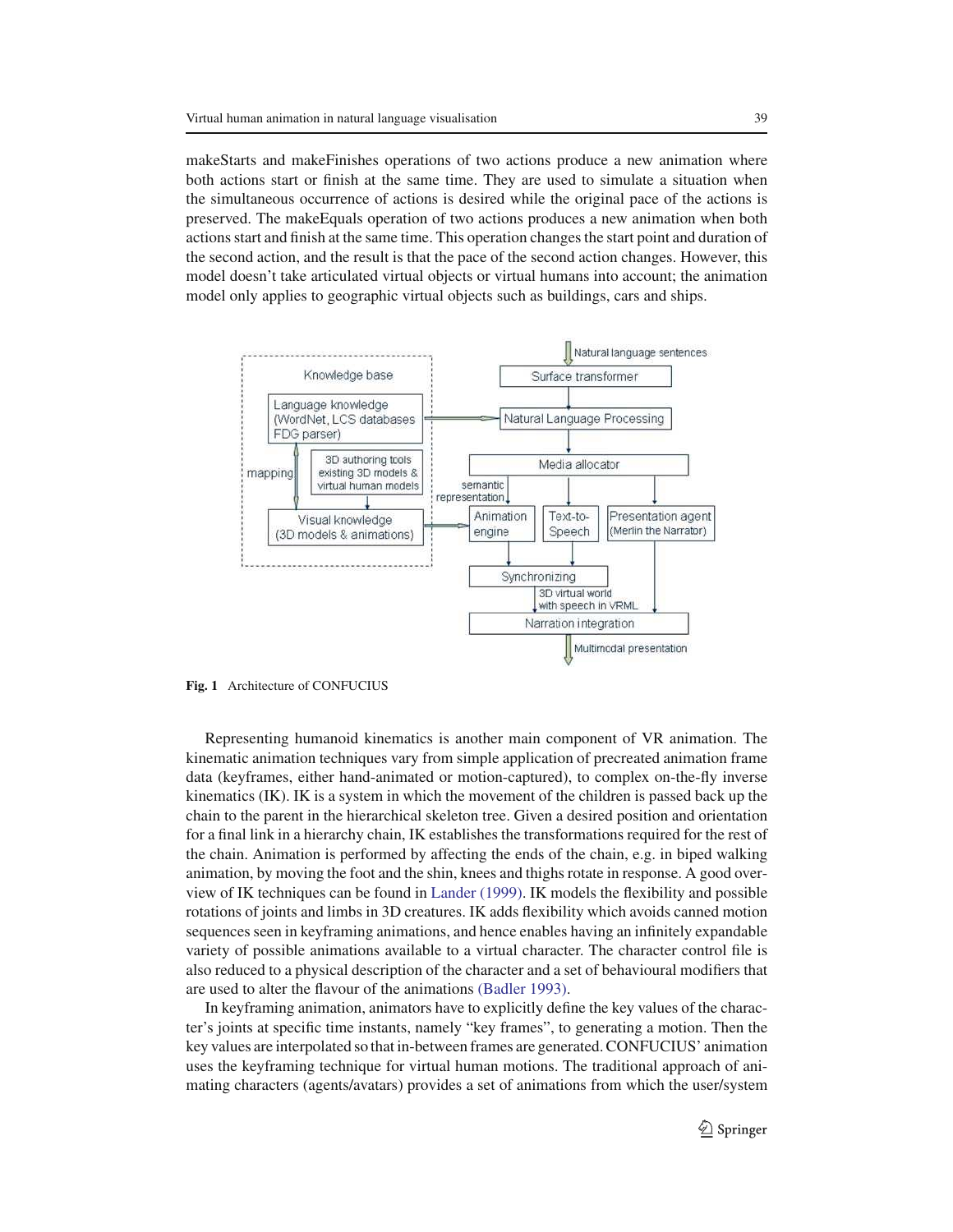makeStarts and makeFinishes operations of two actions produce a new animation where both actions start or finish at the same time. They are used to simulate a situation when the simultaneous occurrence of actions is desired while the original pace of the actions is preserved. The makeEquals operation of two actions produces a new animation when both actions start and finish at the same time. This operation changes the start point and duration of the second action, and the result is that the pace of the second action changes. However, this model doesn't take articulated virtual objects or virtual humans into account; the animation model only applies to geographic virtual objects such as buildings, cars and ships.

**Fig. 1** Architecture of CONFUCIUS

Representing humanoid kinematics is another main component of VR animation. The kinematic animation techniques vary from simple application of precreated animation frame data (keyframes, either hand-animated or motion-captured), to complex on-the-fly inverse kinematics (IK). IK is a system in which the movement of the children is passed back up the chain to the parent in the hierarchical skeleton tree. Given a desired position and orientation for a final link in a hierarchy chain, IK establishes the transformations required for the rest of the chain. Animation is performed by affecting the ends of the chain, e.g. in biped walking animation, by moving the foot and the shin, knees and thighs rotate in response. A good overview of IK techniques can be found in Lander (1999). IK models the flexibility and possible rotations of joints and limbs in 3D creatures. IK adds flexibility which avoids canned motion sequences seen in keyframing animations, and hence enables having an infinitely expandable variety of possible animations available to a virtual character. The character control file is also reduced to a physical description of the character and a set of behavioural modifiers that are used to alter the flavour of the animations (Badler 1993).

In keyframing animation, animators have to explicitly define the key values of the character's joints at specific time instants, namely "key frames", to generating a motion. Then the key values are interpolated so that in-between frames are generated. CONFUCIUS' animation uses the keyframing technique for virtual human motions. The traditional approach of animating characters (agents/avatars) provides a set of animations from which the user/system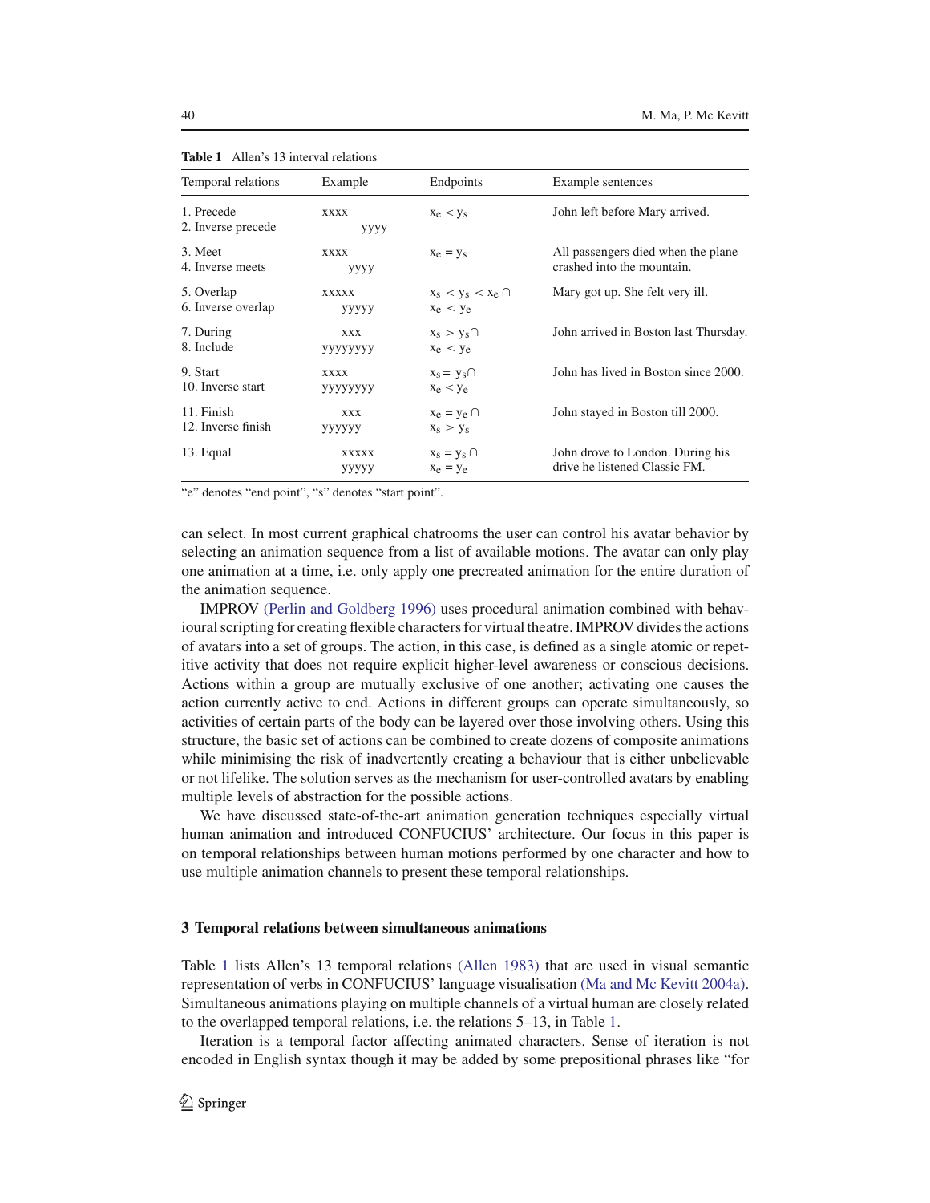**Table 1** Allen's 13 interval relations

| Temporal relations | Example | Endpoints | Example sentences |
|---|---|---|---|
| 1. Precede<br>2. Inverse precede | xxxx<br>yyyy | $x_e < y_s$ | John left before Mary arrived. |
| 3. Meet<br>4. Inverse meets | xxxx<br>yyyy | $x_e = y_s$ | All passengers died when the plane crashed into the mountain. |
| 5. Overlap<br>6. Inverse overlap | xxxxx<br>yyyyy | $x_s < y_s < x_e \cap$<br>$x_e < y_e$ | Mary got up. She felt very ill. |
| 7. During<br>8. Include | xxx<br>yyyyyyyy | $x_s > y_s \cap$<br>$x_e < y_e$ | John arrived in Boston last Thursday. |
| 9. Start<br>10. Inverse start | xxxx<br>yyyyyyyy | $x_s = y_s \cap$<br>$x_e < y_e$ | John has lived in Boston since 2000. |
| 11. Finish<br>12. Inverse finish | xxx<br>yyyyyy | $x_e = y_e \cap$<br>$x_s > y_s$ | John stayed in Boston till 2000. |
| 13. Equal | xxxxx<br>yyyyy | $x_s = y_s \cap$<br>$x_e = y_e$ | John drove to London. During his drive he listened Classic FM. |

"e" denotes "end point", "s" denotes "start point".

can select. In most current graphical chatrooms the user can control his avatar behavior by selecting an animation sequence from a list of available motions. The avatar can only play one animation at a time, i.e. only apply one precreated animation for the entire duration of the animation sequence.

IMPROV (Perlin and Goldberg 1996) uses procedural animation combined with behavioural scripting for creating flexible characters for virtual theatre. IMPROV divides the actions of avatars into a set of groups. The action, in this case, is defined as a single atomic or repetitive activity that does not require explicit higher-level awareness or conscious decisions. Actions within a group are mutually exclusive of one another; activating one causes the action currently active to end. Actions in different groups can operate simultaneously, so activities of certain parts of the body can be layered over those involving others. Using this structure, the basic set of actions can be combined to create dozens of composite animations while minimising the risk of inadvertently creating a behaviour that is either unbelievable or not lifelike. The solution serves as the mechanism for user-controlled avatars by enabling multiple levels of abstraction for the possible actions.

We have discussed state-of-the-art animation generation techniques especially virtual human animation and introduced CONFUCIUS' architecture. Our focus in this paper is on temporal relationships between human motions performed by one character and how to use multiple animation channels to present these temporal relationships.

## 3 Temporal relations between simultaneous animations

Table 1 lists Allen's 13 temporal relations (Allen 1983) that are used in visual semantic representation of verbs in CONFUCIUS' language visualisation (Ma and Mc Kevitt 2004a). Simultaneous animations playing on multiple channels of a virtual human are closely related to the overlapped temporal relations, i.e. the relations 5–13, in Table 1.

Iteration is a temporal factor affecting animated characters. Sense of iteration is not encoded in English syntax though it may be added by some prepositional phrases like "for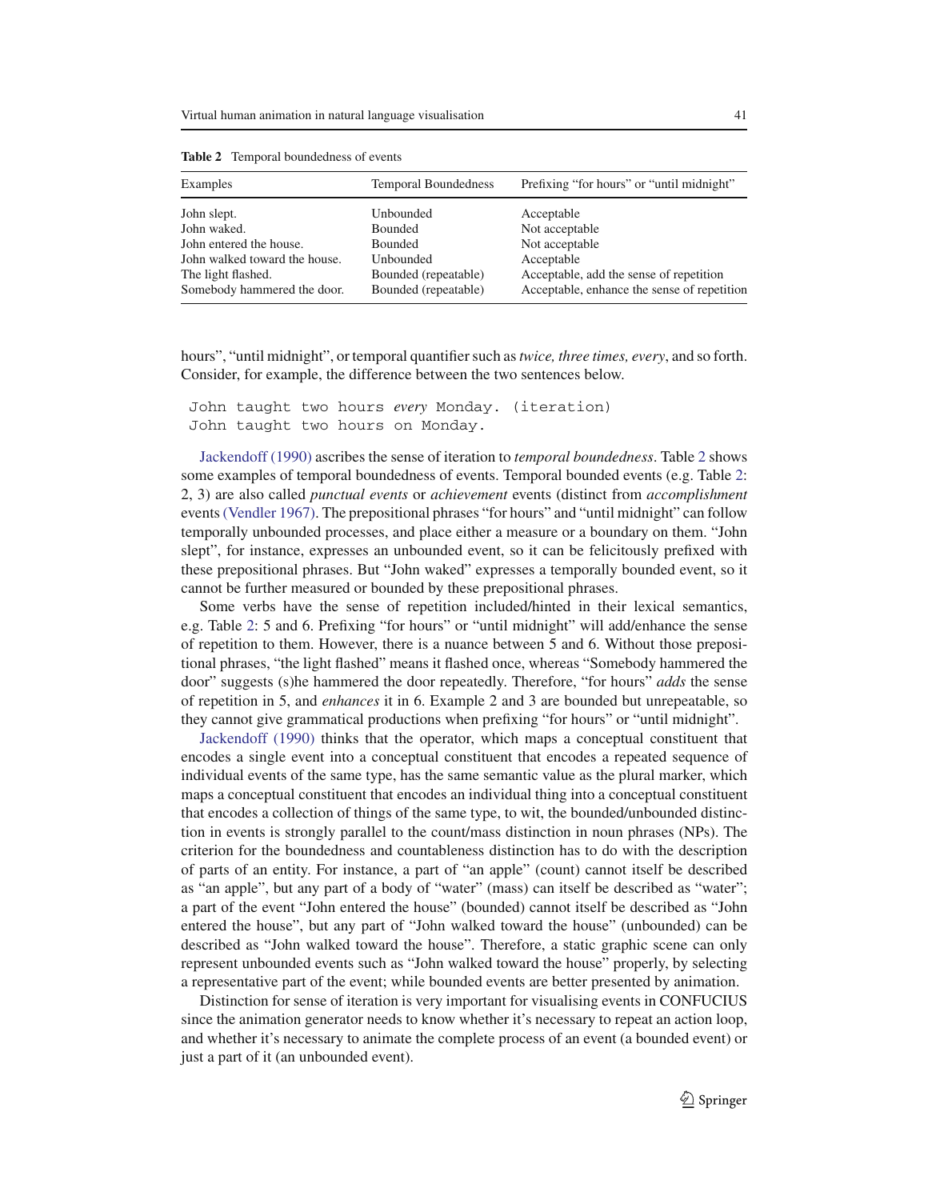**Table 2** Temporal boundedness of events

| Examples | Temporal Boundedness | Prefixing "for hours" or "until midnight" |
|---|---|---|
| John slept. | Unbounded | Acceptable |
| John waked. | Bounded | Not acceptable |
| John entered the house. | Bounded | Not acceptable |
| John walked toward the house. | Unbounded | Acceptable |
| The light flashed. | Bounded (repeatable) | Acceptable, add the sense of repetition |
| Somebody hammered the door. | Bounded (repeatable) | Acceptable, enhance the sense of repetition |

hours", "until midnight", or temporal quantifier such as *twice, three times, every*, and so forth. Consider, for example, the difference between the two sentences below.

```
John taught two hours every Monday. (iteration)
John taught two hours on Monday.
```

Jackendoff (1990) ascribes the sense of iteration to *temporal boundedness*. Table 2 shows some examples of temporal boundedness of events. Temporal bounded events (e.g. Table 2: 2, 3) are also called *punctual events* or *achievement* events (distinct from *accomplishment* events (Vendler 1967). The prepositional phrases "for hours" and "until midnight" can follow temporally unbounded processes, and place either a measure or a boundary on them. "John slept", for instance, expresses an unbounded event, so it can be felicitously prefixed with these prepositional phrases. But "John waked" expresses a temporally bounded event, so it cannot be further measured or bounded by these prepositional phrases.

Some verbs have the sense of repetition included/hinted in their lexical semantics, e.g. Table 2: 5 and 6. Prefixing "for hours" or "until midnight" will add/enhance the sense of repetition to them. However, there is a nuance between 5 and 6. Without those prepositional phrases, "the light flashed" means it flashed once, whereas "Somebody hammered the door" suggests (s)he hammered the door repeatedly. Therefore, "for hours" *adds* the sense of repetition in 5, and *enhances* it in 6. Example 2 and 3 are bounded but unrepeatable, so they cannot give grammatical productions when prefixing "for hours" or "until midnight".

Jackendoff (1990) thinks that the operator, which maps a conceptual constituent that encodes a single event into a conceptual constituent that encodes a repeated sequence of individual events of the same type, has the same semantic value as the plural marker, which maps a conceptual constituent that encodes an individual thing into a conceptual constituent that encodes a collection of things of the same type, to wit, the bounded/unbounded distinction in events is strongly parallel to the count/mass distinction in noun phrases (NPs). The criterion for the boundedness and countableness distinction has to do with the description of parts of an entity. For instance, a part of "an apple" (count) cannot itself be described as "an apple", but any part of a body of "water" (mass) can itself be described as "water"; a part of the event "John entered the house" (bounded) cannot itself be described as "John entered the house", but any part of "John walked toward the house" (unbounded) can be described as "John walked toward the house". Therefore, a static graphic scene can only represent unbounded events such as "John walked toward the house" properly, by selecting a representative part of the event; while bounded events are better presented by animation.

Distinction for sense of iteration is very important for visualising events in CONFUCIUS since the animation generator needs to know whether it's necessary to repeat an action loop, and whether it's necessary to animate the complete process of an event (a bounded event) or just a part of it (an unbounded event).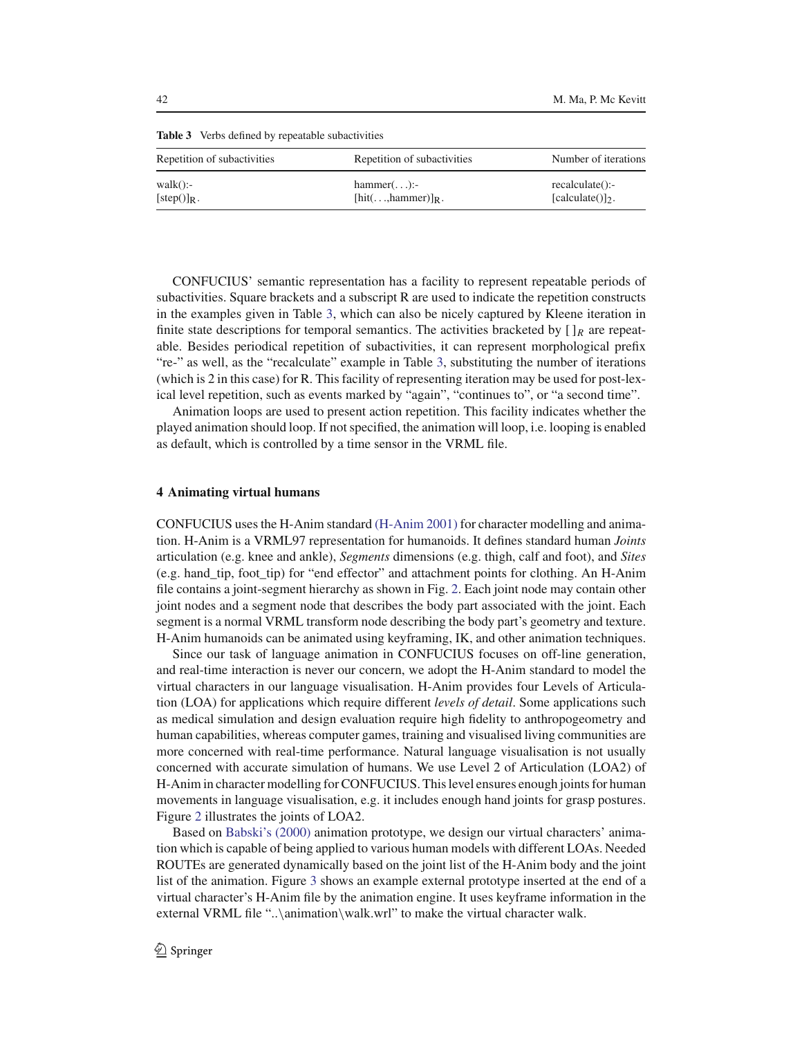**Table 3** Verbs defined by repeatable subactivities

| Repetition of subactivities | Repetition of subactivities | Number of iterations |
|---|---|---|
| walk():- $[\text{step}()]_R$. | hammer(...):- $[\text{hit}(\ldots,\text{hammer})]_R$. | recalculate():- $[\text{calculate}()]_2$. |

CONFUCIUS' semantic representation has a facility to represent repeatable periods of subactivities. Square brackets and a subscript R are used to indicate the repetition constructs in the examples given in Table 3, which can also be nicely captured by Kleene iteration in finite state descriptions for temporal semantics. The activities bracketed by $[\,]_R$ are repeatable. Besides periodical repetition of subactivities, it can represent morphological prefix "re-" as well, as the "recalculate" example in Table 3, substituting the number of iterations (which is 2 in this case) for R. This facility of representing iteration may be used for post-lexical level repetition, such as events marked by "again", "continues to", or "a second time".

Animation loops are used to present action repetition. This facility indicates whether the played animation should loop. If not specified, the animation will loop, i.e. looping is enabled as default, which is controlled by a time sensor in the VRML file.

## 4 Animating virtual humans

CONFUCIUS uses the H-Anim standard (H-Anim 2001) for character modelling and animation. H-Anim is a VRML97 representation for humanoids. It defines standard human *Joints* articulation (e.g. knee and ankle), *Segments* dimensions (e.g. thigh, calf and foot), and *Sites* (e.g. hand_tip, foot_tip) for "end effector" and attachment points for clothing. An H-Anim file contains a joint-segment hierarchy as shown in Fig. 2. Each joint node may contain other joint nodes and a segment node that describes the body part associated with the joint. Each segment is a normal VRML transform node describing the body part's geometry and texture. H-Anim humanoids can be animated using keyframing, IK, and other animation techniques.

Since our task of language animation in CONFUCIUS focuses on off-line generation, and real-time interaction is never our concern, we adopt the H-Anim standard to model the virtual characters in our language visualisation. H-Anim provides four Levels of Articulation (LOA) for applications which require different *levels of detail*. Some applications such as medical simulation and design evaluation require high fidelity to anthropogeometry and human capabilities, whereas computer games, training and visualised living communities are more concerned with real-time performance. Natural language visualisation is not usually concerned with accurate simulation of humans. We use Level 2 of Articulation (LOA2) of H-Anim in character modelling for CONFUCIUS. This level ensures enough joints for human movements in language visualisation, e.g. it includes enough hand joints for grasp postures. Figure 2 illustrates the joints of LOA2.

Based on Babski's (2000) animation prototype, we design our virtual characters' animation which is capable of being applied to various human models with different LOAs. Needed ROUTEs are generated dynamically based on the joint list of the H-Anim body and the joint list of the animation. Figure 3 shows an example external prototype inserted at the end of a virtual character's H-Anim file by the animation engine. It uses keyframe information in the external VRML file "..\animation\walk.wrl" to make the virtual character walk.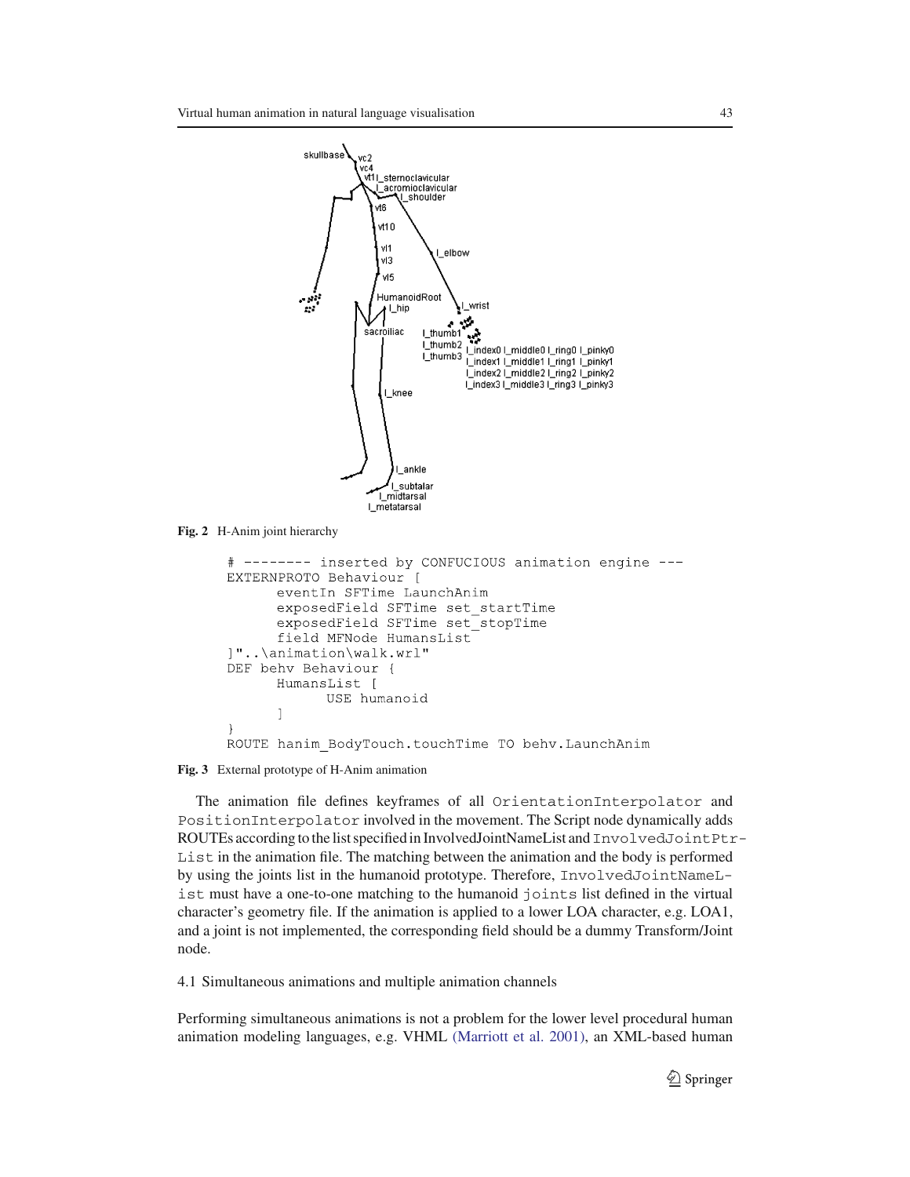Fig. 2 H-Anim joint hierarchy

```
# -------- inserted by CONFUCIOUS animation engine ---
EXTERNPROTO Behaviour [
      eventIn SFTime LaunchAnim
      exposedField SFTime set_startTime
      exposedField SFTime set_stopTime
      field MFNode HumansList
]"..\animation\walk.wrl"
DEF behv Behaviour {
      HumansList [
            USE humanoid
      ]
}
ROUTE hanim_BodyTouch.touchTime TO behv.LaunchAnim
```

Fig. 3 External prototype of H-Anim animation

The animation file defines keyframes of all `OrientationInterpolator` and `PositionInterpolator` involved in the movement. The Script node dynamically adds ROUTEs according to the list specified in InvolvedJointNameList and `InvolvedJointPtrList` in the animation file. The matching between the animation and the body is performed by using the joints list in the humanoid prototype. Therefore, `InvolvedJointNameList` must have a one-to-one matching to the humanoid `joints` list defined in the virtual character's geometry file. If the animation is applied to a lower LOA character, e.g. LOA1, and a joint is not implemented, the corresponding field should be a dummy Transform/Joint node.

## 4.1 Simultaneous animations and multiple animation channels

Performing simultaneous animations is not a problem for the lower level procedural human animation modeling languages, e.g. VHML (Marriott et al. 2001), an XML-based human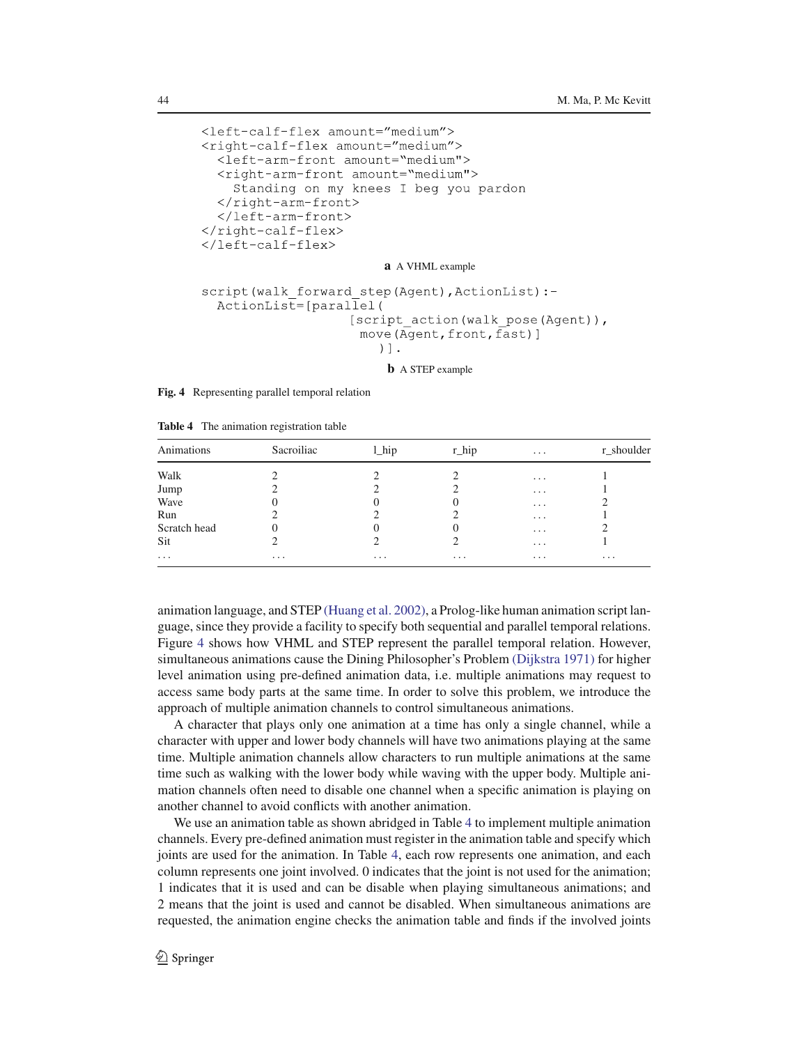```
<left-calf-flex amount="medium">
<right-calf-flex amount="medium">
  <left-arm-front amount="medium">
  <right-arm-front amount="medium">
    Standing on my knees I beg you pardon
  </right-arm-front>
  </left-arm-front>
</right-calf-flex>
</left-calf-flex>
```

**a** A VHML example

```
script(walk_forward_step(Agent),ActionList):-
  ActionList=[parallel(
                [script_action(walk_pose(Agent)),
                 move(Agent,front,fast)]
                   )].
```

**b** A STEP example

**Fig. 4** Representing parallel temporal relation

**Table 4** The animation registration table

| Animations | Sacroiliac | l_hip | r_hip | ... | r_shoulder |
|---|---|---|---|---|---|
| Walk | 2 | 2 | 2 | ... | 1 |
| Jump | 2 | 2 | 2 | ... | 1 |
| Wave | 0 | 0 | 0 | ... | 2 |
| Run | 2 | 2 | 2 | ... | 1 |
| Scratch head | 0 | 0 | 0 | ... | 2 |
| Sit | 2 | 2 | 2 | ... | 1 |
| ... | ... | ... | ... | ... | ... |

animation language, and STEP (Huang et al. 2002), a Prolog-like human animation script language, since they provide a facility to specify both sequential and parallel temporal relations. Figure 4 shows how VHML and STEP represent the parallel temporal relation. However, simultaneous animations cause the Dining Philosopher's Problem (Dijkstra 1971) for higher level animation using pre-defined animation data, i.e. multiple animations may request to access same body parts at the same time. In order to solve this problem, we introduce the approach of multiple animation channels to control simultaneous animations.

A character that plays only one animation at a time has only a single channel, while a character with upper and lower body channels will have two animations playing at the same time. Multiple animation channels allow characters to run multiple animations at the same time such as walking with the lower body while waving with the upper body. Multiple animation channels often need to disable one channel when a specific animation is playing on another channel to avoid conflicts with another animation.

We use an animation table as shown abridged in Table 4 to implement multiple animation channels. Every pre-defined animation must register in the animation table and specify which joints are used for the animation. In Table 4, each row represents one animation, and each column represents one joint involved. 0 indicates that the joint is not used for the animation; 1 indicates that it is used and can be disable when playing simultaneous animations; and 2 means that the joint is used and cannot be disabled. When simultaneous animations are requested, the animation engine checks the animation table and finds if the involved joints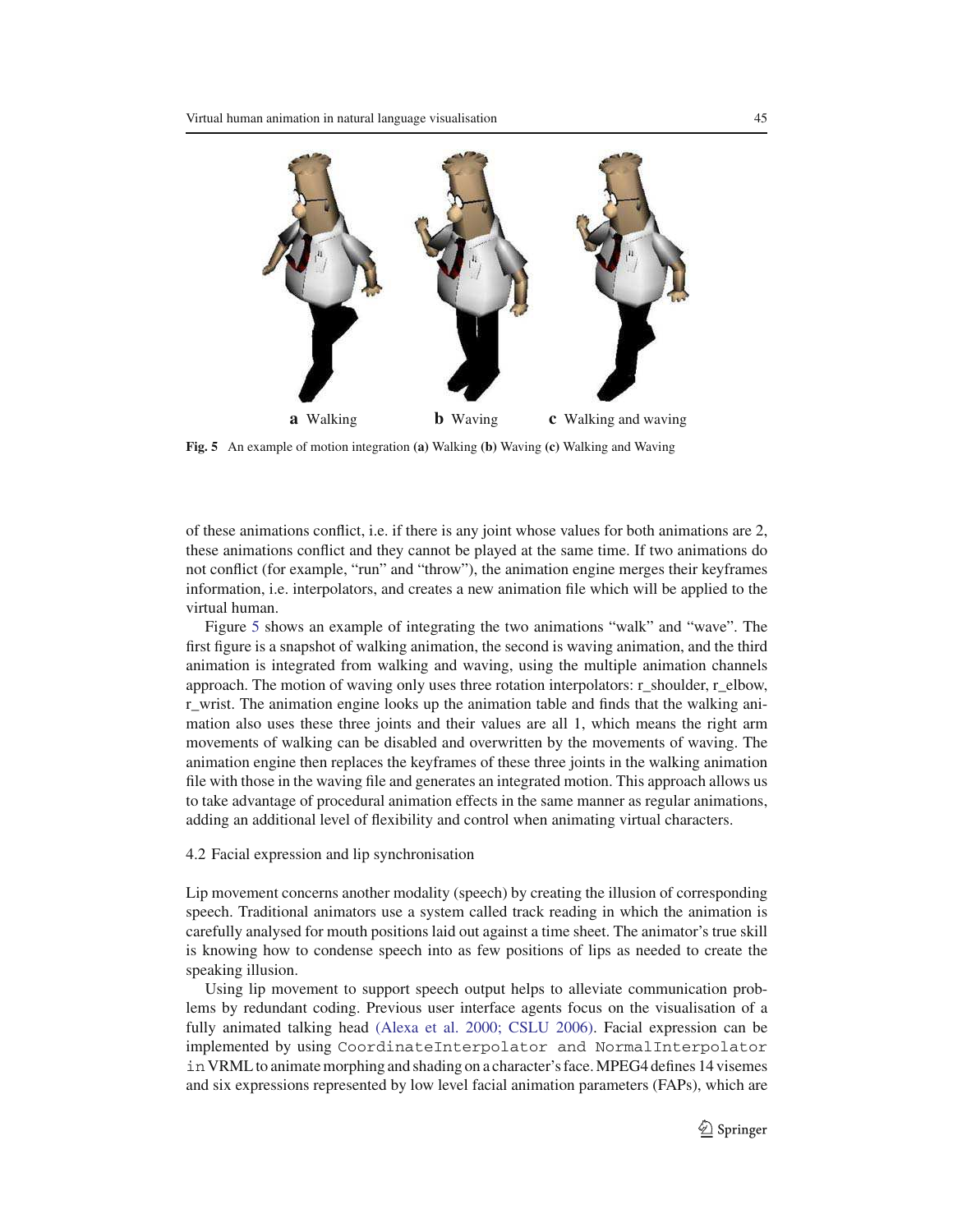**a** Walking **b** Waving **c** Walking and waving

**Fig. 5** An example of motion integration **(a)** Walking **(b)** Waving **(c)** Walking and Waving

of these animations conflict, i.e. if there is any joint whose values for both animations are 2, these animations conflict and they cannot be played at the same time. If two animations do not conflict (for example, "run" and "throw"), the animation engine merges their keyframes information, i.e. interpolators, and creates a new animation file which will be applied to the virtual human.

Figure 5 shows an example of integrating the two animations "walk" and "wave". The first figure is a snapshot of walking animation, the second is waving animation, and the third animation is integrated from walking and waving, using the multiple animation channels approach. The motion of waving only uses three rotation interpolators: r_shoulder, r_elbow, r_wrist. The animation engine looks up the animation table and finds that the walking animation also uses these three joints and their values are all 1, which means the right arm movements of walking can be disabled and overwritten by the movements of waving. The animation engine then replaces the keyframes of these three joints in the walking animation file with those in the waving file and generates an integrated motion. This approach allows us to take advantage of procedural animation effects in the same manner as regular animations, adding an additional level of flexibility and control when animating virtual characters.

### 4.2 Facial expression and lip synchronisation

Lip movement concerns another modality (speech) by creating the illusion of corresponding speech. Traditional animators use a system called track reading in which the animation is carefully analysed for mouth positions laid out against a time sheet. The animator's true skill is knowing how to condense speech into as few positions of lips as needed to create the speaking illusion.

Using lip movement to support speech output helps to alleviate communication problems by redundant coding. Previous user interface agents focus on the visualisation of a fully animated talking head (Alexa et al. 2000; CSLU 2006). Facial expression can be implemented by using `CoordinateInterpolator` and `NormalInterpolator` in VRML to animate morphing and shading on a character's face. MPEG4 defines 14 visemes and six expressions represented by low level facial animation parameters (FAPs), which are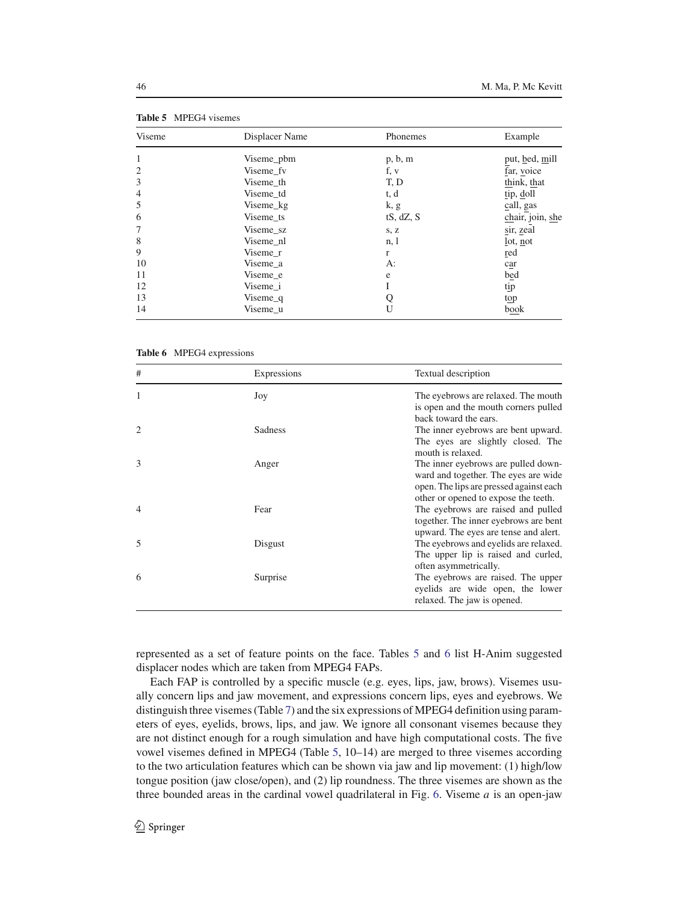**Table 5** MPEG4 visemes

| Viseme | Displacer Name | Phonemes | Example |
|---|---|---|---|
| 1 | Viseme_pbm | p, b, m | put, bed, mill |
| 2 | Viseme_fv | f, v | far, voice |
| 3 | Viseme_th | T, D | think, that |
| 4 | Viseme_td | t, d | tip, doll |
| 5 | Viseme_kg | k, g | call, gas |
| 6 | Viseme_ts | tS, dZ, S | chair, join, she |
| 7 | Viseme_sz | s, z | sir, zeal |
| 8 | Viseme_nl | n, l | lot, not |
| 9 | Viseme_r | r | red |
| 10 | Viseme_a | A: | car |
| 11 | Viseme_e | e | bed |
| 12 | Viseme_i | I | tip |
| 13 | Viseme_q | Q | top |
| 14 | Viseme_u | U | book |

**Table 6** MPEG4 expressions

| # | Expressions | Textual description |
|---|---|---|
| 1 | Joy | The eyebrows are relaxed. The mouth is open and the mouth corners pulled back toward the ears. |
| 2 | Sadness | The inner eyebrows are bent upward. The eyes are slightly closed. The mouth is relaxed. |
| 3 | Anger | The inner eyebrows are pulled downward and together. The eyes are wide open. The lips are pressed against each other or opened to expose the teeth. |
| 4 | Fear | The eyebrows are raised and pulled together. The inner eyebrows are bent upward. The eyes are tense and alert. |
| 5 | Disgust | The eyebrows and eyelids are relaxed. The upper lip is raised and curled, often asymmetrically. |
| 6 | Surprise | The eyebrows are raised. The upper eyelids are wide open, the lower relaxed. The jaw is opened. |

represented as a set of feature points on the face. Tables 5 and 6 list H-Anim suggested displacer nodes which are taken from MPEG4 FAPs.

Each FAP is controlled by a specific muscle (e.g. eyes, lips, jaw, brows). Visemes usually concern lips and jaw movement, and expressions concern lips, eyes and eyebrows. We distinguish three visemes (Table 7) and the six expressions of MPEG4 definition using parameters of eyes, eyelids, brows, lips, and jaw. We ignore all consonant visemes because they are not distinct enough for a rough simulation and have high computational costs. The five vowel visemes defined in MPEG4 (Table 5, 10–14) are merged to three visemes according to the two articulation features which can be shown via jaw and lip movement: (1) high/low tongue position (jaw close/open), and (2) lip roundness. The three visemes are shown as the three bounded areas in the cardinal vowel quadrilateral in Fig. 6. Viseme *a* is an open-jaw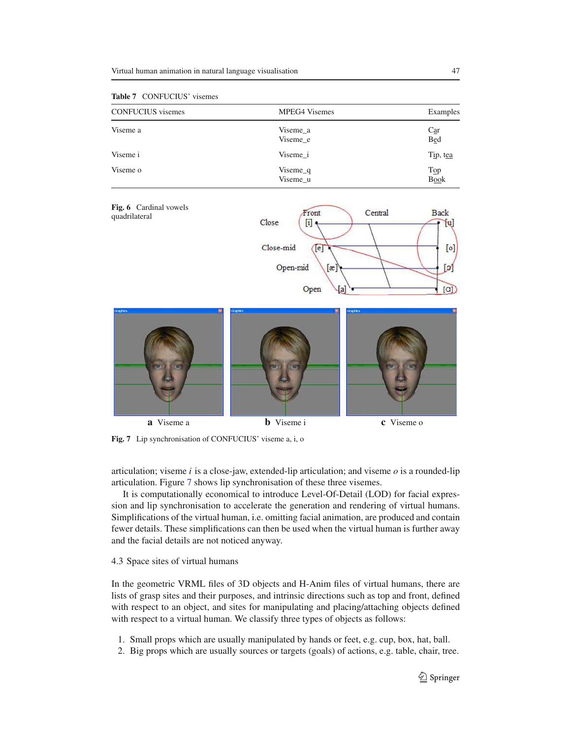**Table 7** CONFUCIUS' visemes

| CONFUCIUS visemes | MPEG4 Visemes | Examples |
|---|---|---|
| Viseme a | Viseme_a<br>Viseme_e | Car<br>Bed |
| Viseme i | Viseme_i | Tip, tea |
| Viseme o | Viseme_q<br>Viseme_u | Top<br>Book |

**Fig. 6** Cardinal vowels quadrilateral

**Fig. 7** Lip synchronisation of CONFUCIUS' viseme a, i, o

**a** Viseme a  **b** Viseme i  **c** Viseme o

articulation; viseme *i* is a close-jaw, extended-lip articulation; and viseme *o* is a rounded-lip articulation. Figure 7 shows lip synchronisation of these three visemes.

It is computationally economical to introduce Level-Of-Detail (LOD) for facial expression and lip synchronisation to accelerate the generation and rendering of virtual humans. Simplifications of the virtual human, i.e. omitting facial animation, are produced and contain fewer details. These simplifications can then be used when the virtual human is further away and the facial details are not noticed anyway.

### 4.3 Space sites of virtual humans

In the geometric VRML files of 3D objects and H-Anim files of virtual humans, there are lists of grasp sites and their purposes, and intrinsic directions such as top and front, defined with respect to an object, and sites for manipulating and placing/attaching objects defined with respect to a virtual human. We classify three types of objects as follows:

1. Small props which are usually manipulated by hands or feet, e.g. cup, box, hat, ball.
2. Big props which are usually sources or targets (goals) of actions, e.g. table, chair, tree.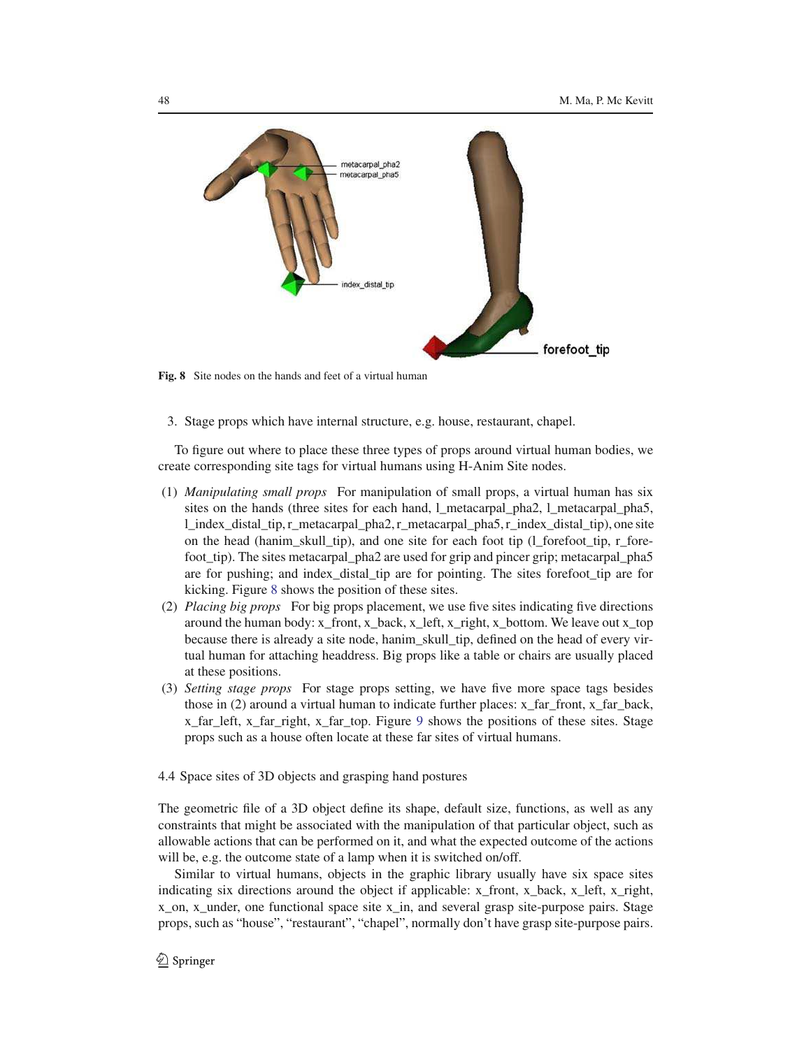Fig. 8 Site nodes on the hands and feet of a virtual human

3. Stage props which have internal structure, e.g. house, restaurant, chapel.

To figure out where to place these three types of props around virtual human bodies, we create corresponding site tags for virtual humans using H-Anim Site nodes.

(1) *Manipulating small props* For manipulation of small props, a virtual human has six sites on the hands (three sites for each hand, l_metacarpal_pha2, l_metacarpal_pha5, l_index_distal_tip, r_metacarpal_pha2, r_metacarpal_pha5, r_index_distal_tip), one site on the head (hanim_skull_tip), and one site for each foot tip (l_forefoot_tip, r_forefoot_tip). The sites metacarpal_pha2 are used for grip and pincer grip; metacarpal_pha5 are for pushing; and index_distal_tip are for pointing. The sites forefoot_tip are for kicking. Figure 8 shows the position of these sites.

(2) *Placing big props* For big props placement, we use five sites indicating five directions around the human body: x_front, x_back, x_left, x_right, x_bottom. We leave out x_top because there is already a site node, hanim_skull_tip, defined on the head of every virtual human for attaching headdress. Big props like a table or chairs are usually placed at these positions.

(3) *Setting stage props* For stage props setting, we have five more space tags besides those in (2) around a virtual human to indicate further places: x_far_front, x_far_back, x_far_left, x_far_right, x_far_top. Figure 9 shows the positions of these sites. Stage props such as a house often locate at these far sites of virtual humans.

## 4.4 Space sites of 3D objects and grasping hand postures

The geometric file of a 3D object define its shape, default size, functions, as well as any constraints that might be associated with the manipulation of that particular object, such as allowable actions that can be performed on it, and what the expected outcome of the actions will be, e.g. the outcome state of a lamp when it is switched on/off.

Similar to virtual humans, objects in the graphic library usually have six space sites indicating six directions around the object if applicable: x_front, x_back, x_left, x_right, x_on, x_under, one functional space site x_in, and several grasp site-purpose pairs. Stage props, such as "house", "restaurant", "chapel", normally don't have grasp site-purpose pairs.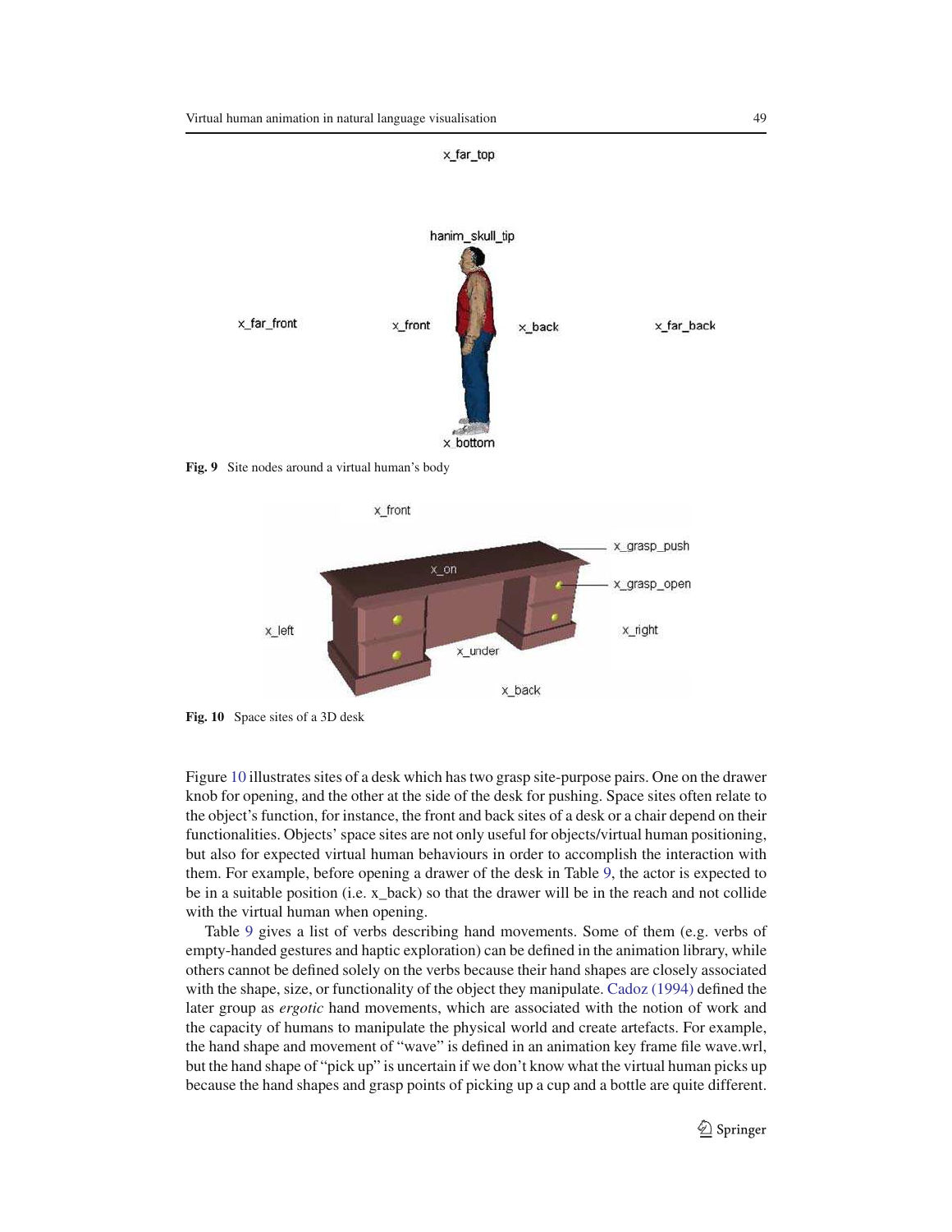Fig. 9 Site nodes around a virtual human's body

Fig. 10 Space sites of a 3D desk

Figure 10 illustrates sites of a desk which has two grasp site-purpose pairs. One on the drawer knob for opening, and the other at the side of the desk for pushing. Space sites often relate to the object's function, for instance, the front and back sites of a desk or a chair depend on their functionalities. Objects' space sites are not only useful for objects/virtual human positioning, but also for expected virtual human behaviours in order to accomplish the interaction with them. For example, before opening a drawer of the desk in Table 9, the actor is expected to be in a suitable position (i.e. x_back) so that the drawer will be in the reach and not collide with the virtual human when opening.

Table 9 gives a list of verbs describing hand movements. Some of them (e.g. verbs of empty-handed gestures and haptic exploration) can be defined in the animation library, while others cannot be defined solely on the verbs because their hand shapes are closely associated with the shape, size, or functionality of the object they manipulate. Cadoz (1994) defined the later group as *ergotic* hand movements, which are associated with the notion of work and the capacity of humans to manipulate the physical world and create artefacts. For example, the hand shape and movement of "wave" is defined in an animation key frame file wave.wrl, but the hand shape of "pick up" is uncertain if we don't know what the virtual human picks up because the hand shapes and grasp points of picking up a cup and a bottle are quite different.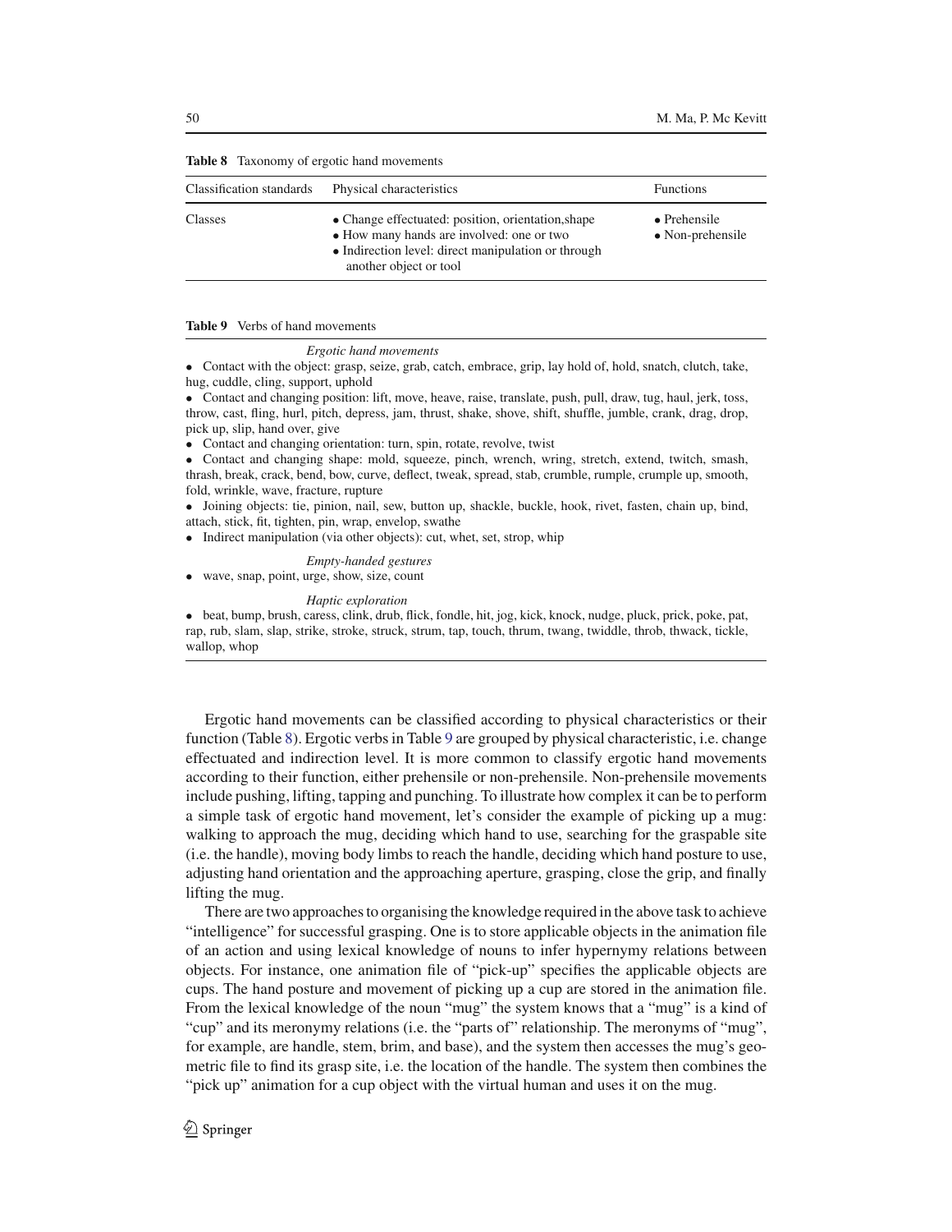**Table 8** Taxonomy of ergotic hand movements

| Classification standards | Physical characteristics | Functions |
|---|---|---|
| Classes | • Change effectuated: position, orientation,shape<br>• How many hands are involved: one or two<br>• Indirection level: direct manipulation or through another object or tool | • Prehensile<br>• Non-prehensile |

**Table 9** Verbs of hand movements

*Ergotic hand movements*

- Contact with the object: grasp, seize, grab, catch, embrace, grip, lay hold of, hold, snatch, clutch, take, hug, cuddle, cling, support, uphold
- Contact and changing position: lift, move, heave, raise, translate, push, pull, draw, tug, haul, jerk, toss, throw, cast, fling, hurl, pitch, depress, jam, thrust, shake, shove, shift, shuffle, jumble, crank, drag, drop, pick up, slip, hand over, give
- Contact and changing orientation: turn, spin, rotate, revolve, twist
- Contact and changing shape: mold, squeeze, pinch, wrench, wring, stretch, extend, twitch, smash, thrash, break, crack, bend, bow, curve, deflect, tweak, spread, stab, crumble, rumple, crumple up, smooth, fold, wrinkle, wave, fracture, rupture
- Joining objects: tie, pinion, nail, sew, button up, shackle, buckle, hook, rivet, fasten, chain up, bind, attach, stick, fit, tighten, pin, wrap, envelop, swathe
- Indirect manipulation (via other objects): cut, whet, set, strop, whip

*Empty-handed gestures*

- wave, snap, point, urge, show, size, count

*Haptic exploration*

- beat, bump, brush, caress, clink, drub, flick, fondle, hit, jog, kick, knock, nudge, pluck, prick, poke, pat, rap, rub, slam, slap, strike, stroke, struck, strum, tap, touch, thrum, twang, twiddle, throb, thwack, tickle, wallop, whop

Ergotic hand movements can be classified according to physical characteristics or their function (Table 8). Ergotic verbs in Table 9 are grouped by physical characteristic, i.e. change effectuated and indirection level. It is more common to classify ergotic hand movements according to their function, either prehensile or non-prehensile. Non-prehensile movements include pushing, lifting, tapping and punching. To illustrate how complex it can be to perform a simple task of ergotic hand movement, let's consider the example of picking up a mug: walking to approach the mug, deciding which hand to use, searching for the graspable site (i.e. the handle), moving body limbs to reach the handle, deciding which hand posture to use, adjusting hand orientation and the approaching aperture, grasping, close the grip, and finally lifting the mug.

There are two approaches to organising the knowledge required in the above task to achieve "intelligence" for successful grasping. One is to store applicable objects in the animation file of an action and using lexical knowledge of nouns to infer hypernymy relations between objects. For instance, one animation file of "pick-up" specifies the applicable objects are cups. The hand posture and movement of picking up a cup are stored in the animation file. From the lexical knowledge of the noun "mug" the system knows that a "mug" is a kind of "cup" and its meronymy relations (i.e. the "parts of" relationship. The meronyms of "mug", for example, are handle, stem, brim, and base), and the system then accesses the mug's geometric file to find its grasp site, i.e. the location of the handle. The system then combines the "pick up" animation for a cup object with the virtual human and uses it on the mug.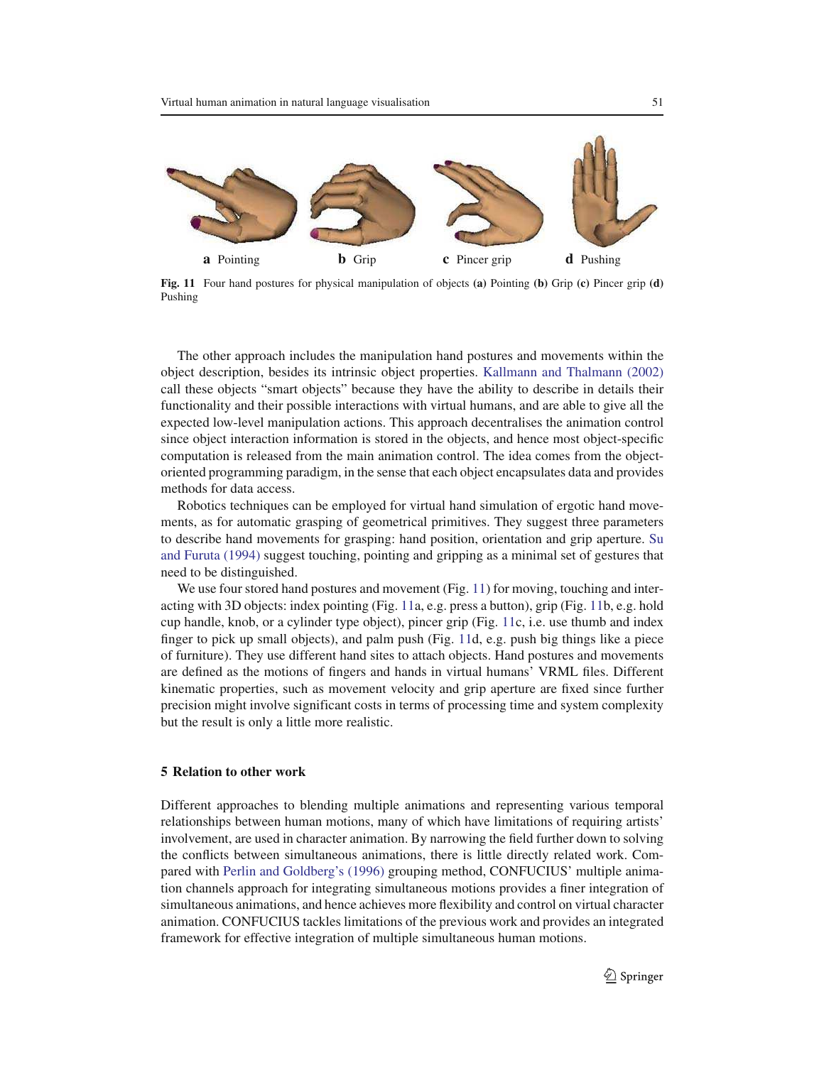**a** Pointing **b** Grip **c** Pincer grip **d** Pushing

**Fig. 11** Four hand postures for physical manipulation of objects **(a)** Pointing **(b)** Grip **(c)** Pincer grip **(d)** Pushing

The other approach includes the manipulation hand postures and movements within the object description, besides its intrinsic object properties. Kallmann and Thalmann (2002) call these objects "smart objects" because they have the ability to describe in details their functionality and their possible interactions with virtual humans, and are able to give all the expected low-level manipulation actions. This approach decentralises the animation control since object interaction information is stored in the objects, and hence most object-specific computation is released from the main animation control. The idea comes from the object-oriented programming paradigm, in the sense that each object encapsulates data and provides methods for data access.

Robotics techniques can be employed for virtual hand simulation of ergotic hand movements, as for automatic grasping of geometrical primitives. They suggest three parameters to describe hand movements for grasping: hand position, orientation and grip aperture. Su and Furuta (1994) suggest touching, pointing and gripping as a minimal set of gestures that need to be distinguished.

We use four stored hand postures and movement (Fig. 11) for moving, touching and interacting with 3D objects: index pointing (Fig. 11a, e.g. press a button), grip (Fig. 11b, e.g. hold cup handle, knob, or a cylinder type object), pincer grip (Fig. 11c, i.e. use thumb and index finger to pick up small objects), and palm push (Fig. 11d, e.g. push big things like a piece of furniture). They use different hand sites to attach objects. Hand postures and movements are defined as the motions of fingers and hands in virtual humans' VRML files. Different kinematic properties, such as movement velocity and grip aperture are fixed since further precision might involve significant costs in terms of processing time and system complexity but the result is only a little more realistic.

## 5 Relation to other work

Different approaches to blending multiple animations and representing various temporal relationships between human motions, many of which have limitations of requiring artists' involvement, are used in character animation. By narrowing the field further down to solving the conflicts between simultaneous animations, there is little directly related work. Compared with Perlin and Goldberg's (1996) grouping method, CONFUCIUS' multiple animation channels approach for integrating simultaneous motions provides a finer integration of simultaneous animations, and hence achieves more flexibility and control on virtual character animation. CONFUCIUS tackles limitations of the previous work and provides an integrated framework for effective integration of multiple simultaneous human motions.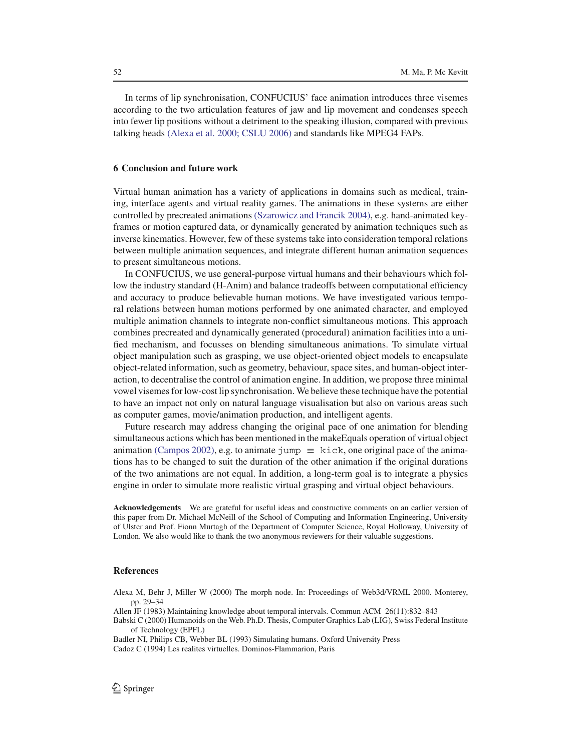In terms of lip synchronisation, CONFUCIUS' face animation introduces three visemes according to the two articulation features of jaw and lip movement and condenses speech into fewer lip positions without a detriment to the speaking illusion, compared with previous talking heads (Alexa et al. 2000; CSLU 2006) and standards like MPEG4 FAPs.

## 6 Conclusion and future work

Virtual human animation has a variety of applications in domains such as medical, training, interface agents and virtual reality games. The animations in these systems are either controlled by precreated animations (Szarowicz and Francik 2004), e.g. hand-animated keyframes or motion captured data, or dynamically generated by animation techniques such as inverse kinematics. However, few of these systems take into consideration temporal relations between multiple animation sequences, and integrate different human animation sequences to present simultaneous motions.

In CONFUCIUS, we use general-purpose virtual humans and their behaviours which follow the industry standard (H-Anim) and balance tradeoffs between computational efficiency and accuracy to produce believable human motions. We have investigated various temporal relations between human motions performed by one animated character, and employed multiple animation channels to integrate non-conflict simultaneous motions. This approach combines precreated and dynamically generated (procedural) animation facilities into a unified mechanism, and focusses on blending simultaneous animations. To simulate virtual object manipulation such as grasping, we use object-oriented object models to encapsulate object-related information, such as geometry, behaviour, space sites, and human-object interaction, to decentralise the control of animation engine. In addition, we propose three minimal vowel visemes for low-cost lip synchronisation. We believe these technique have the potential to have an impact not only on natural language visualisation but also on various areas such as computer games, movie/animation production, and intelligent agents.

Future research may address changing the original pace of one animation for blending simultaneous actions which has been mentioned in the makeEquals operation of virtual object animation (Campos 2002), e.g. to animate `jump` $\equiv$ `kick`, one original pace of the animations has to be changed to suit the duration of the other animation if the original durations of the two animations are not equal. In addition, a long-term goal is to integrate a physics engine in order to simulate more realistic virtual grasping and virtual object behaviours.

**Acknowledgements** We are grateful for useful ideas and constructive comments on an earlier version of this paper from Dr. Michael McNeill of the School of Computing and Information Engineering, University of Ulster and Prof. Fionn Murtagh of the Department of Computer Science, Royal Holloway, University of London. We also would like to thank the two anonymous reviewers for their valuable suggestions.

## References

Alexa M, Behr J, Miller W (2000) The morph node. In: Proceedings of Web3d/VRML 2000. Monterey, pp. 29–34

Allen JF (1983) Maintaining knowledge about temporal intervals. Commun ACM 26(11):832–843

Babski C (2000) Humanoids on the Web. Ph.D. Thesis, Computer Graphics Lab (LIG), Swiss Federal Institute of Technology (EPFL)

Badler NI, Philips CB, Webber BL (1993) Simulating humans. Oxford University Press

Cadoz C (1994) Les realites virtuelles. Dominos-Flammarion, Paris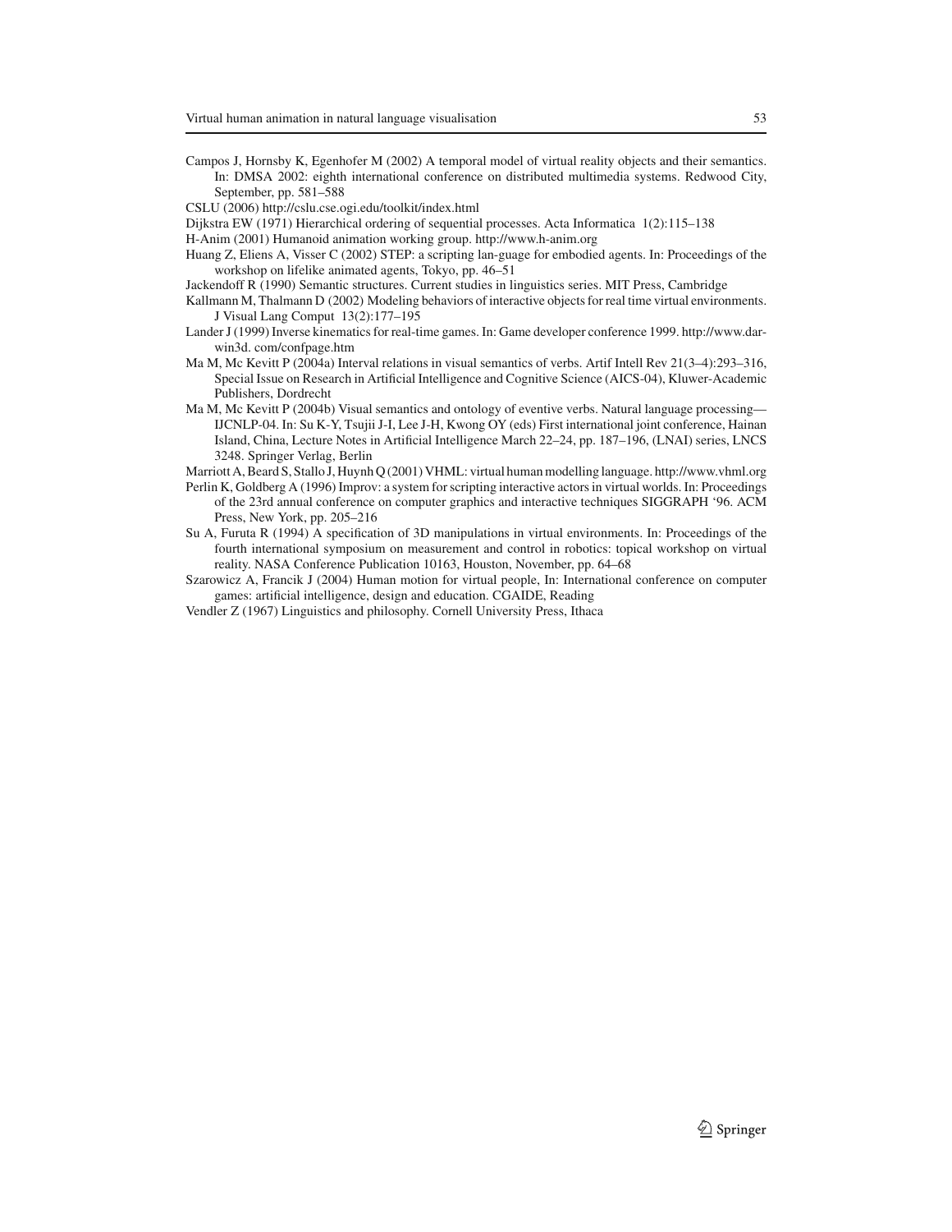Campos J, Hornsby K, Egenhofer M (2002) A temporal model of virtual reality objects and their semantics. In: DMSA 2002: eighth international conference on distributed multimedia systems. Redwood City, September, pp. 581–588

CSLU (2006) http://cslu.cse.ogi.edu/toolkit/index.html

Dijkstra EW (1971) Hierarchical ordering of sequential processes. Acta Informatica 1(2):115–138

H-Anim (2001) Humanoid animation working group. http://www.h-anim.org

Huang Z, Eliens A, Visser C (2002) STEP: a scripting lan-guage for embodied agents. In: Proceedings of the workshop on lifelike animated agents, Tokyo, pp. 46–51

Jackendoff R (1990) Semantic structures. Current studies in linguistics series. MIT Press, Cambridge

Kallmann M, Thalmann D (2002) Modeling behaviors of interactive objects for real time virtual environments. J Visual Lang Comput 13(2):177–195

Lander J (1999) Inverse kinematics for real-time games. In: Game developer conference 1999. http://www.darwin3d. com/confpage.htm

Ma M, Mc Kevitt P (2004a) Interval relations in visual semantics of verbs. Artif Intell Rev 21(3–4):293–316, Special Issue on Research in Artificial Intelligence and Cognitive Science (AICS-04), Kluwer-Academic Publishers, Dordrecht

Ma M, Mc Kevitt P (2004b) Visual semantics and ontology of eventive verbs. Natural language processing—IJCNLP-04. In: Su K-Y, Tsujii J-I, Lee J-H, Kwong OY (eds) First international joint conference, Hainan Island, China, Lecture Notes in Artificial Intelligence March 22–24, pp. 187–196, (LNAI) series, LNCS 3248. Springer Verlag, Berlin

Marriott A, Beard S, Stallo J, Huynh Q (2001) VHML: virtual human modelling language. http://www.vhml.org

Perlin K, Goldberg A (1996) Improv: a system for scripting interactive actors in virtual worlds. In: Proceedings of the 23rd annual conference on computer graphics and interactive techniques SIGGRAPH '96. ACM Press, New York, pp. 205–216

Su A, Furuta R (1994) A specification of 3D manipulations in virtual environments. In: Proceedings of the fourth international symposium on measurement and control in robotics: topical workshop on virtual reality. NASA Conference Publication 10163, Houston, November, pp. 64–68

Szarowicz A, Francik J (2004) Human motion for virtual people, In: International conference on computer games: artificial intelligence, design and education. CGAIDE, Reading

Vendler Z (1967) Linguistics and philosophy. Cornell University Press, Ithaca